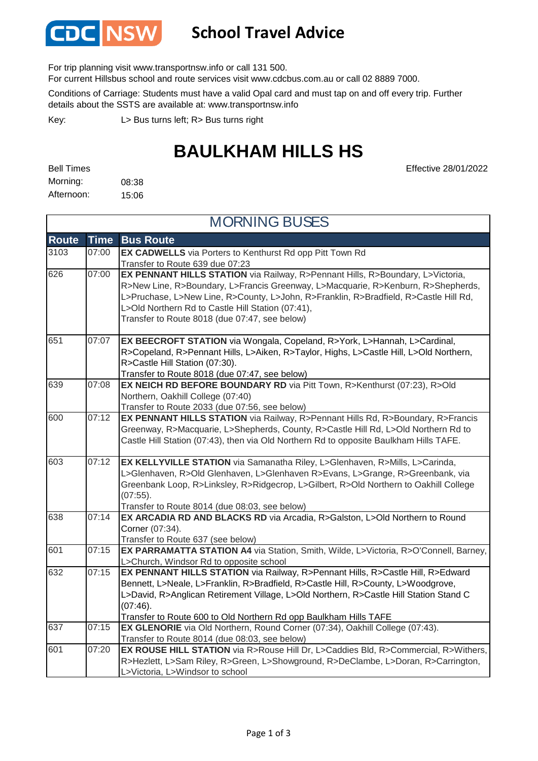# CDC NSW School Travel Advice

For trip planning visit www.transportnsw.info or call 131 500.
For current Hillsbus school and route services visit www.cdcbus.com.au or call 02 8889 7000.

Conditions of Carriage: Students must have a valid Opal card and must tap on and off every trip. Further details about the SSTS are available at: www.transportnsw.info

Key: L> Bus turns left; R> Bus turns right

# BAULKHAM HILLS HS

Effective 28/01/2022

Bell Times
Morning: 08:38
Afternoon: 15:06

## MORNING BUSES

| Route | Time | Bus Route |
|---|---|---|
| 3103 | 07:00 | **EX CADWELLS** via Porters to Kenthurst Rd opp Pitt Town Rd<br>Transfer to Route 639 due 07:23 |
| 626 | 07:00 | **EX PENNANT HILLS STATION** via Railway, R>Pennant Hills, R>Boundary, L>Victoria, R>New Line, R>Boundary, L>Francis Greenway, L>Macquarie, R>Kenburn, R>Shepherds, L>Pruchase, L>New Line, R>County, L>John, R>Franklin, R>Bradfield, R>Castle Hill Rd, L>Old Northern Rd to Castle Hill Station (07:41),<br>Transfer to Route 8018 (due 07:47, see below) |
| 651 | 07:07 | **EX BEECROFT STATION** via Wongala, Copeland, R>York, L>Hannah, L>Cardinal, R>Copeland, R>Pennant Hills, L>Aiken, R>Taylor, Highs, L>Castle Hill, L>Old Northern, R>Castle Hill Station (07:30).<br>Transfer to Route 8018 (due 07:47, see below) |
| 639 | 07:08 | **EX NEICH RD BEFORE BOUNDARY RD** via Pitt Town, R>Kenthurst (07:23), R>Old Northern, Oakhill College (07:40)<br>Transfer to Route 2033 (due 07:56, see below) |
| 600 | 07:12 | **EX PENNANT HILLS STATION** via Railway, R>Pennant Hills Rd, R>Boundary, R>Francis Greenway, R>Macquarie, L>Shepherds, County, R>Castle Hill Rd, L>Old Northern Rd to Castle Hill Station (07:43), then via Old Northern Rd to opposite Baulkham Hills TAFE. |
| 603 | 07:12 | **EX KELLYVILLE STATION** via Samanatha Riley, L>Glenhaven, R>Mills, L>Carinda, L>Glenhaven, R>Old Glenhaven, L>Glenhaven R>Evans, L>Grange, R>Greenbank, via Greenbank Loop, R>Linksley, R>Ridgecrop, L>Gilbert, R>Old Northern to Oakhill College (07:55).<br>Transfer to Route 8014 (due 08:03, see below) |
| 638 | 07:14 | **EX ARCADIA RD AND BLACKS RD** via Arcadia, R>Galston, L>Old Northern to Round Corner (07:34).<br>Transfer to Route 637 (see below) |
| 601 | 07:15 | **EX PARRAMATTA STATION A4** via Station, Smith, Wilde, L>Victoria, R>O'Connell, Barney, L>Church, Windsor Rd to opposite school |
| 632 | 07:15 | **EX PENNANT HILLS STATION** via Railway, R>Pennant Hills, R>Castle Hill, R>Edward Bennett, L>Neale, L>Franklin, R>Bradfield, R>Castle Hill, R>County, L>Woodgrove, L>David, R>Anglican Retirement Village, L>Old Northern, R>Castle Hill Station Stand C (07:46).<br>Transfer to Route 600 to Old Northern Rd opp Baulkham Hills TAFE |
| 637 | 07:15 | **EX GLENORIE** via Old Northern, Round Corner (07:34), Oakhill College (07:43).<br>Transfer to Route 8014 (due 08:03, see below) |
| 601 | 07:20 | **EX ROUSE HILL STATION** via R>Rouse Hill Dr, L>Caddies Bld, R>Commercial, R>Withers, R>Hezlett, L>Sam Riley, R>Green, L>Showground, R>DeClambe, L>Doran, R>Carrington, L>Victoria, L>Windsor to school |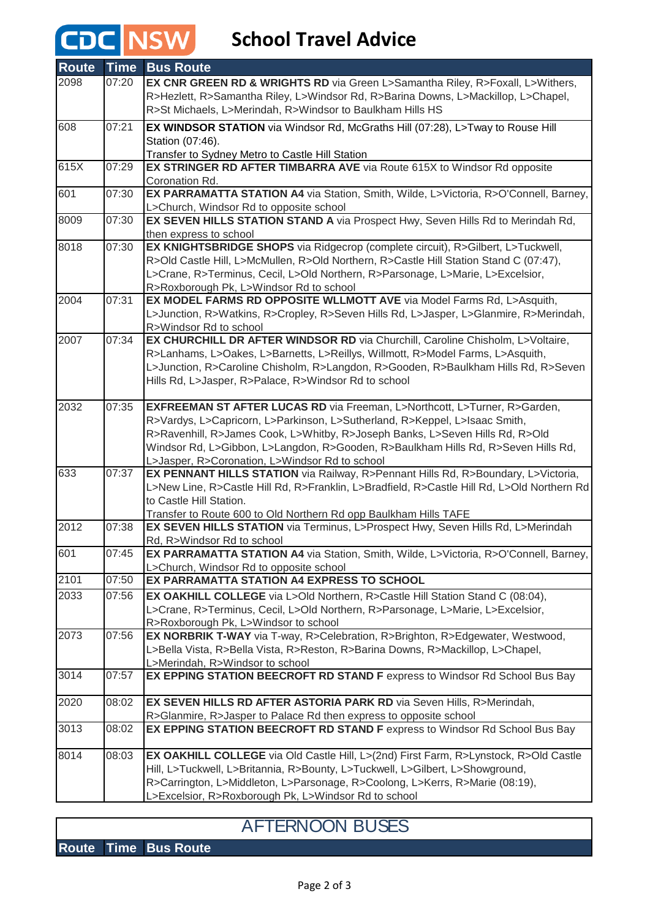# CDC NSW School Travel Advice

| Route | Time | Bus Route |
|---|---|---|
| 2098 | 07:20 | **EX CNR GREEN RD & WRIGHTS RD** via Green L>Samantha Riley, R>Foxall, L>Withers, R>Hezlett, R>Samantha Riley, L>Windsor Rd, R>Barina Downs, L>Mackillop, L>Chapel, R>St Michaels, L>Merindah, R>Windsor to Baulkham Hills HS |
| 608 | 07:21 | **EX WINDSOR STATION** via Windsor Rd, McGraths Hill (07:28), L>Tway to Rouse Hill Station (07:46). Transfer to Sydney Metro to Castle Hill Station |
| 615X | 07:29 | **EX STRINGER RD AFTER TIMBARRA AVE** via Route 615X to Windsor Rd opposite Coronation Rd. |
| 601 | 07:30 | **EX PARRAMATTA STATION A4** via Station, Smith, Wilde, L>Victoria, R>O'Connell, Barney, L>Church, Windsor Rd to opposite school |
| 8009 | 07:30 | **EX SEVEN HILLS STATION STAND A** via Prospect Hwy, Seven Hills Rd to Merindah Rd, then express to school |
| 8018 | 07:30 | **EX KNIGHTSBRIDGE SHOPS** via Ridgecrop (complete circuit), R>Gilbert, L>Tuckwell, R>Old Castle Hill, L>McMullen, R>Old Northern, R>Castle Hill Station Stand C (07:47), L>Crane, R>Terminus, Cecil, L>Old Northern, R>Parsonage, L>Marie, L>Excelsior, R>Roxborough Pk, L>Windsor Rd to school |
| 2004 | 07:31 | **EX MODEL FARMS RD OPPOSITE WLLMOTT AVE** via Model Farms Rd, L>Asquith, L>Junction, R>Watkins, R>Cropley, R>Seven Hills Rd, L>Jasper, L>Glanmire, R>Merindah, R>Windsor Rd to school |
| 2007 | 07:34 | **EX CHURCHILL DR AFTER WINDSOR RD** via Churchill, Caroline Chisholm, L>Voltaire, R>Lanhams, L>Oakes, L>Barnetts, L>Reillys, Willmott, R>Model Farms, L>Asquith, L>Junction, R>Caroline Chisholm, R>Langdon, R>Gooden, R>Baulkham Hills Rd, R>Seven Hills Rd, L>Jasper, R>Palace, R>Windsor Rd to school |
| 2032 | 07:35 | **EXFREEMAN ST AFTER LUCAS RD** via Freeman, L>Northcott, L>Turner, R>Garden, R>Vardys, L>Capricorn, L>Parkinson, L>Sutherland, R>Keppel, L>Isaac Smith, R>Ravenhill, R>James Cook, L>Whitby, R>Joseph Banks, L>Seven Hills Rd, R>Old Windsor Rd, L>Gibbon, L>Langdon, R>Gooden, R>Baulkham Hills Rd, R>Seven Hills Rd, L>Jasper, R>Coronation, L>Windsor Rd to school |
| 633 | 07:37 | **EX PENNANT HILLS STATION** via Railway, R>Pennant Hills Rd, R>Boundary, L>Victoria, L>New Line, R>Castle Hill Rd, R>Franklin, L>Bradfield, R>Castle Hill Rd, L>Old Northern Rd to Castle Hill Station. Transfer to Route 600 to Old Northern Rd opp Baulkham Hills TAFE |
| 2012 | 07:38 | **EX SEVEN HILLS STATION** via Terminus, L>Prospect Hwy, Seven Hills Rd, L>Merindah Rd, R>Windsor Rd to school |
| 601 | 07:45 | **EX PARRAMATTA STATION A4** via Station, Smith, Wilde, L>Victoria, R>O'Connell, Barney, L>Church, Windsor Rd to opposite school |
| 2101 | 07:50 | **EX PARRAMATTA STATION A4 EXPRESS TO SCHOOL** |
| 2033 | 07:56 | **EX OAKHILL COLLEGE** via L>Old Northern, R>Castle Hill Station Stand C (08:04), L>Crane, R>Terminus, Cecil, L>Old Northern, R>Parsonage, L>Marie, L>Excelsior, R>Roxborough Pk, L>Windsor to school |
| 2073 | 07:56 | **EX NORBRIK T-WAY** via T-way, R>Celebration, R>Brighton, R>Edgewater, Westwood, L>Bella Vista, R>Bella Vista, R>Reston, R>Barina Downs, R>Mackillop, L>Chapel, L>Merindah, R>Windsor to school |
| 3014 | 07:57 | **EX EPPING STATION BEECROFT RD STAND F** express to Windsor Rd School Bus Bay |
| 2020 | 08:02 | **EX SEVEN HILLS RD AFTER ASTORIA PARK RD** via Seven Hills, R>Merindah, R>Glanmire, R>Jasper to Palace Rd then express to opposite school |
| 3013 | 08:02 | **EX EPPING STATION BEECROFT RD STAND F** express to Windsor Rd School Bus Bay |
| 8014 | 08:03 | **EX OAKHILL COLLEGE** via Old Castle Hill, L>(2nd) First Farm, R>Lynstock, R>Old Castle Hill, L>Tuckwell, L>Britannia, R>Bounty, L>Tuckwell, L>Gilbert, L>Showground, R>Carrington, L>Middleton, L>Parsonage, R>Coolong, L>Kerrs, R>Marie (08:19), L>Excelsior, R>Roxborough Pk, L>Windsor Rd to school |

## AFTERNOON BUSES

| Route | Time | Bus Route |
|---|---|---|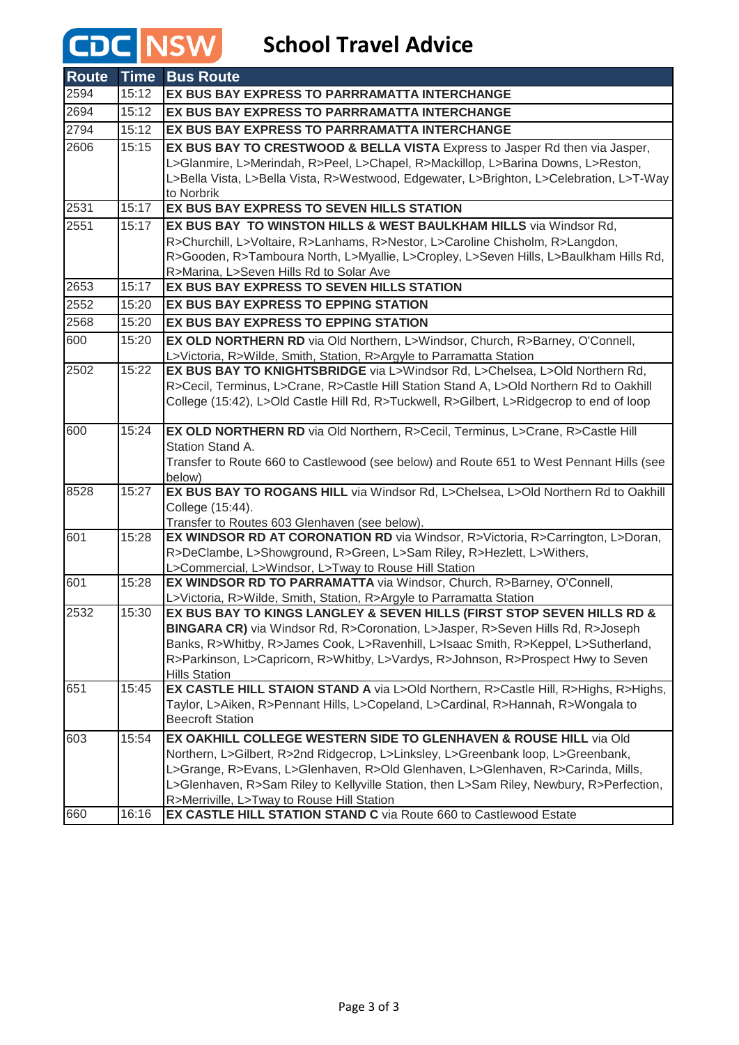# CDC NSW School Travel Advice

| Route | Time | Bus Route |
|---|---|---|
| 2594 | 15:12 | **EX BUS BAY EXPRESS TO PARRRAMATTA INTERCHANGE** |
| 2694 | 15:12 | **EX BUS BAY EXPRESS TO PARRRAMATTA INTERCHANGE** |
| 2794 | 15:12 | **EX BUS BAY EXPRESS TO PARRRAMATTA INTERCHANGE** |
| 2606 | 15:15 | **EX BUS BAY TO CRESTWOOD & BELLA VISTA** Express to Jasper Rd then via Jasper, L>Glanmire, L>Merindah, R>Peel, L>Chapel, R>Mackillop, L>Barina Downs, L>Reston, L>Bella Vista, L>Bella Vista, R>Westwood, Edgewater, L>Brighton, L>Celebration, L>T-Way to Norbrik |
| 2531 | 15:17 | **EX BUS BAY EXPRESS TO SEVEN HILLS STATION** |
| 2551 | 15:17 | **EX BUS BAY TO WINSTON HILLS & WEST BAULKHAM HILLS** via Windsor Rd, R>Churchill, L>Voltaire, R>Lanhams, R>Nestor, L>Caroline Chisholm, R>Langdon, R>Gooden, R>Tamboura North, L>Myallie, L>Cropley, L>Seven Hills, L>Baulkham Hills Rd, R>Marina, L>Seven Hills Rd to Solar Ave |
| 2653 | 15:17 | **EX BUS BAY EXPRESS TO SEVEN HILLS STATION** |
| 2552 | 15:20 | **EX BUS BAY EXPRESS TO EPPING STATION** |
| 2568 | 15:20 | **EX BUS BAY EXPRESS TO EPPING STATION** |
| 600 | 15:20 | **EX OLD NORTHERN RD** via Old Northern, L>Windsor, Church, R>Barney, O'Connell, L>Victoria, R>Wilde, Smith, Station, R>Argyle to Parramatta Station |
| 2502 | 15:22 | **EX BUS BAY TO KNIGHTSBRIDGE** via L>Windsor Rd, L>Chelsea, L>Old Northern Rd, R>Cecil, Terminus, L>Crane, R>Castle Hill Station Stand A, L>Old Northern Rd to Oakhill College (15:42), L>Old Castle Hill Rd, R>Tuckwell, R>Gilbert, L>Ridgecrop to end of loop |
| 600 | 15:24 | **EX OLD NORTHERN RD** via Old Northern, R>Cecil, Terminus, L>Crane, R>Castle Hill Station Stand A.<br>Transfer to Route 660 to Castlewood (see below) and Route 651 to West Pennant Hills (see below) |
| 8528 | 15:27 | **EX BUS BAY TO ROGANS HILL** via Windsor Rd, L>Chelsea, L>Old Northern Rd to Oakhill College (15:44).<br>Transfer to Routes 603 Glenhaven (see below). |
| 601 | 15:28 | **EX WINDSOR RD AT CORONATION RD** via Windsor, R>Victoria, R>Carrington, L>Doran, R>DeClambe, L>Showground, R>Green, L>Sam Riley, R>Hezlett, L>Withers, L>Commercial, L>Windsor, L>Tway to Rouse Hill Station |
| 601 | 15:28 | **EX WINDSOR RD TO PARRAMATTA** via Windsor, Church, R>Barney, O'Connell, L>Victoria, R>Wilde, Smith, Station, R>Argyle to Parramatta Station |
| 2532 | 15:30 | **EX BUS BAY TO KINGS LANGLEY & SEVEN HILLS (FIRST STOP SEVEN HILLS RD & BINGARA CR)** via Windsor Rd, R>Coronation, L>Jasper, R>Seven Hills Rd, R>Joseph Banks, R>Whitby, R>James Cook, L>Ravenhill, L>Isaac Smith, R>Keppel, L>Sutherland, R>Parkinson, L>Capricorn, R>Whitby, L>Vardys, R>Johnson, R>Prospect Hwy to Seven Hills Station |
| 651 | 15:45 | **EX CASTLE HILL STAION STAND A** via L>Old Northern, R>Castle Hill, R>Highs, R>Highs, Taylor, L>Aiken, R>Pennant Hills, L>Copeland, L>Cardinal, R>Hannah, R>Wongala to Beecroft Station |
| 603 | 15:54 | **EX OAKHILL COLLEGE WESTERN SIDE TO GLENHAVEN & ROUSE HILL** via Old Northern, L>Gilbert, R>2nd Ridgecrop, L>Linksley, L>Greenbank loop, L>Greenbank, L>Grange, R>Evans, L>Glenhaven, R>Old Glenhaven, L>Glenhaven, R>Carinda, Mills, L>Glenhaven, R>Sam Riley to Kellyville Station, then L>Sam Riley, Newbury, R>Perfection, R>Merriville, L>Tway to Rouse Hill Station |
| 660 | 16:16 | **EX CASTLE HILL STATION STAND C** via Route 660 to Castlewood Estate |